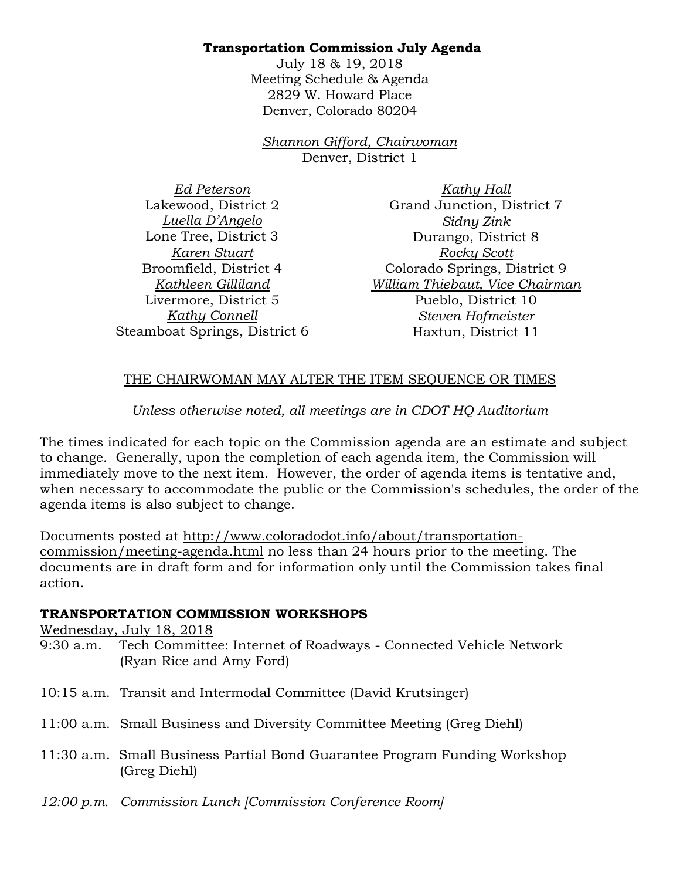**Transportation Commission July Agenda**

July 18 & 19, 2018
Meeting Schedule & Agenda
2829 W. Howard Place
Denver, Colorado 80204

*Shannon Gifford, Chairwoman*
Denver, District 1

*Ed Peterson*
Lakewood, District 2

*Luella D'Angelo*
Lone Tree, District 3

*Karen Stuart*
Broomfield, District 4

*Kathleen Gilliland*
Livermore, District 5

*Kathy Connell*
Steamboat Springs, District 6

*Kathy Hall*
Grand Junction, District 7

*Sidny Zink*
Durango, District 8

*Rocky Scott*
Colorado Springs, District 9

*William Thiebaut, Vice Chairman*
Pueblo, District 10

*Steven Hofmeister*
Haxtun, District 11

THE CHAIRWOMAN MAY ALTER THE ITEM SEQUENCE OR TIMES

*Unless otherwise noted, all meetings are in CDOT HQ Auditorium*

The times indicated for each topic on the Commission agenda are an estimate and subject to change. Generally, upon the completion of each agenda item, the Commission will immediately move to the next item. However, the order of agenda items is tentative and, when necessary to accommodate the public or the Commission's schedules, the order of the agenda items is also subject to change.

Documents posted at http://www.coloradodot.info/about/transportation-commission/meeting-agenda.html no less than 24 hours prior to the meeting. The documents are in draft form and for information only until the Commission takes final action.

## TRANSPORTATION COMMISSION WORKSHOPS

Wednesday, July 18, 2018

9:30 a.m. Tech Committee: Internet of Roadways - Connected Vehicle Network (Ryan Rice and Amy Ford)

10:15 a.m. Transit and Intermodal Committee (David Krutsinger)

11:00 a.m. Small Business and Diversity Committee Meeting (Greg Diehl)

11:30 a.m. Small Business Partial Bond Guarantee Program Funding Workshop (Greg Diehl)

*12:00 p.m. Commission Lunch [Commission Conference Room]*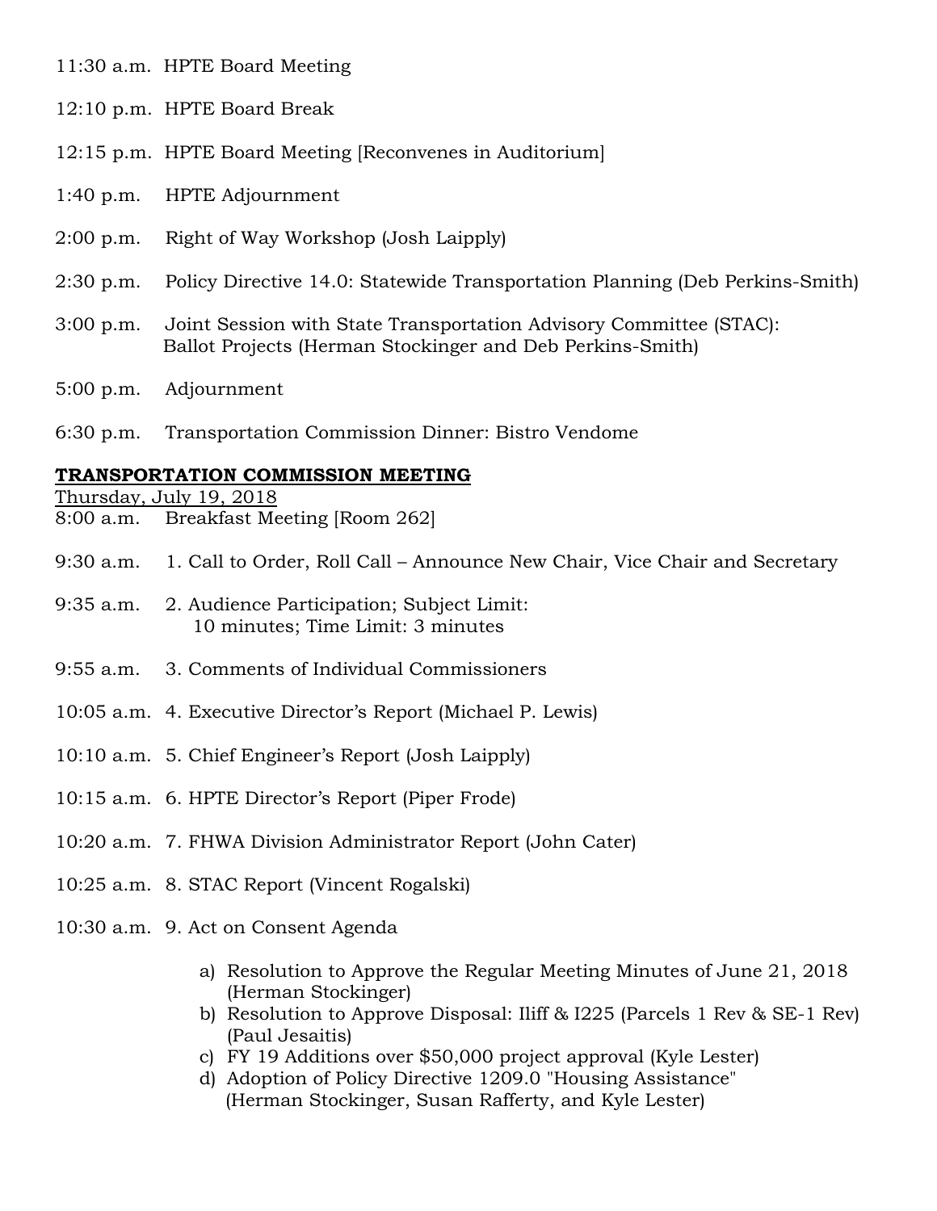11:30 a.m. HPTE Board Meeting

12:10 p.m. HPTE Board Break

12:15 p.m. HPTE Board Meeting [Reconvenes in Auditorium]

1:40 p.m. HPTE Adjournment

2:00 p.m. Right of Way Workshop (Josh Laipply)

2:30 p.m. Policy Directive 14.0: Statewide Transportation Planning (Deb Perkins-Smith)

3:00 p.m. Joint Session with State Transportation Advisory Committee (STAC): Ballot Projects (Herman Stockinger and Deb Perkins-Smith)

5:00 p.m. Adjournment

6:30 p.m. Transportation Commission Dinner: Bistro Vendome

## **TRANSPORTATION COMMISSION MEETING**

Thursday, July 19, 2018

8:00 a.m. Breakfast Meeting [Room 262]

9:30 a.m. 1. Call to Order, Roll Call – Announce New Chair, Vice Chair and Secretary

9:35 a.m. 2. Audience Participation; Subject Limit: 10 minutes; Time Limit: 3 minutes

9:55 a.m. 3. Comments of Individual Commissioners

10:05 a.m. 4. Executive Director's Report (Michael P. Lewis)

10:10 a.m. 5. Chief Engineer's Report (Josh Laipply)

10:15 a.m. 6. HPTE Director's Report (Piper Frode)

10:20 a.m. 7. FHWA Division Administrator Report (John Cater)

10:25 a.m. 8. STAC Report (Vincent Rogalski)

10:30 a.m. 9. Act on Consent Agenda

a) Resolution to Approve the Regular Meeting Minutes of June 21, 2018 (Herman Stockinger)
b) Resolution to Approve Disposal: Iliff & I225 (Parcels 1 Rev & SE-1 Rev) (Paul Jesaitis)
c) FY 19 Additions over $50,000 project approval (Kyle Lester)
d) Adoption of Policy Directive 1209.0 "Housing Assistance" (Herman Stockinger, Susan Rafferty, and Kyle Lester)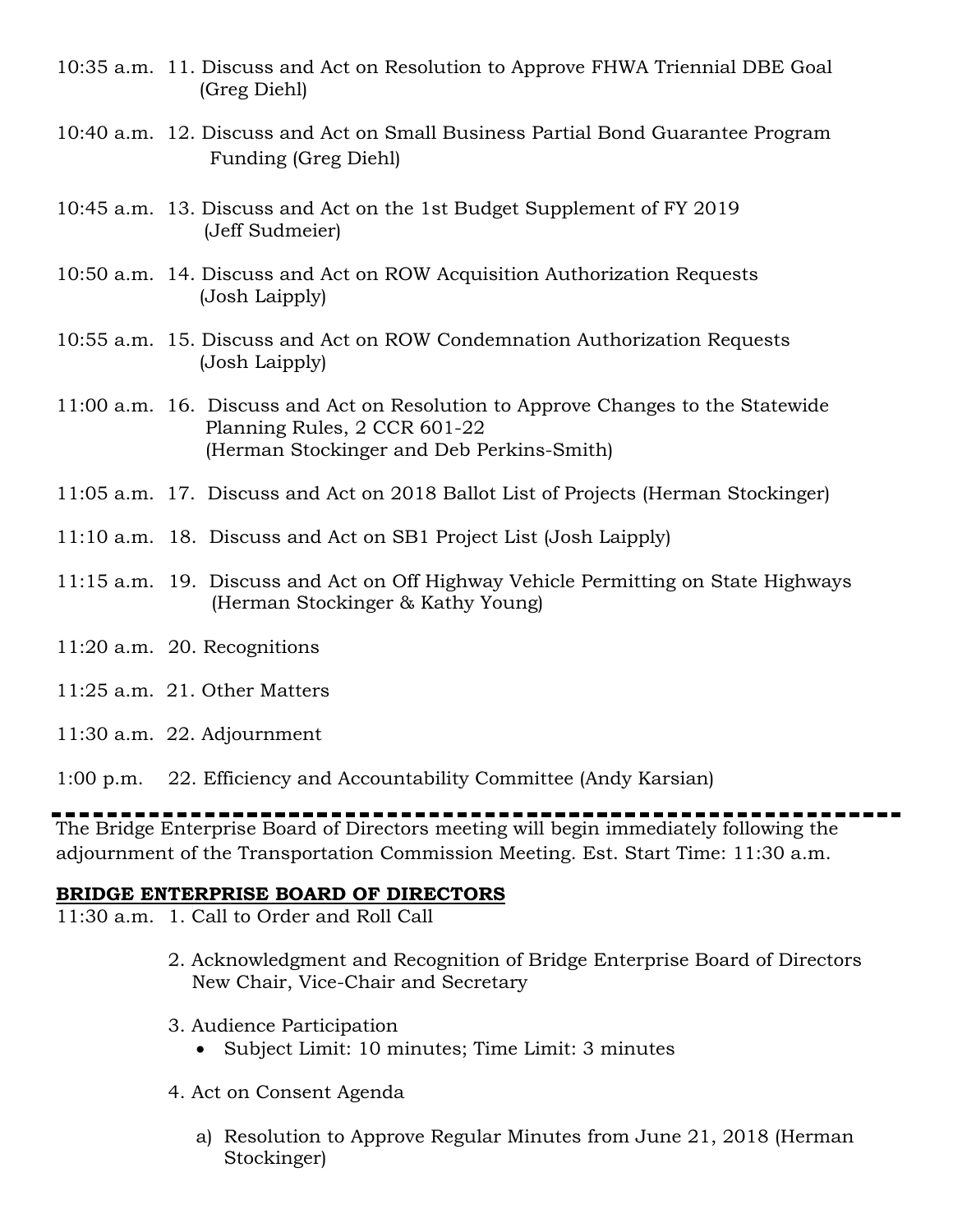10:35 a.m. 11. Discuss and Act on Resolution to Approve FHWA Triennial DBE Goal (Greg Diehl)

10:40 a.m. 12. Discuss and Act on Small Business Partial Bond Guarantee Program Funding (Greg Diehl)

10:45 a.m. 13. Discuss and Act on the 1st Budget Supplement of FY 2019 (Jeff Sudmeier)

10:50 a.m. 14. Discuss and Act on ROW Acquisition Authorization Requests (Josh Laipply)

10:55 a.m. 15. Discuss and Act on ROW Condemnation Authorization Requests (Josh Laipply)

11:00 a.m. 16. Discuss and Act on Resolution to Approve Changes to the Statewide Planning Rules, 2 CCR 601-22 (Herman Stockinger and Deb Perkins-Smith)

11:05 a.m. 17. Discuss and Act on 2018 Ballot List of Projects (Herman Stockinger)

11:10 a.m. 18. Discuss and Act on SB1 Project List (Josh Laipply)

11:15 a.m. 19. Discuss and Act on Off Highway Vehicle Permitting on State Highways (Herman Stockinger & Kathy Young)

11:20 a.m. 20. Recognitions

11:25 a.m. 21. Other Matters

11:30 a.m. 22. Adjournment

1:00 p.m. 22. Efficiency and Accountability Committee (Andy Karsian)

---

The Bridge Enterprise Board of Directors meeting will begin immediately following the adjournment of the Transportation Commission Meeting. Est. Start Time: 11:30 a.m.

**BRIDGE ENTERPRISE BOARD OF DIRECTORS**

11:30 a.m. 1. Call to Order and Roll Call

2. Acknowledgment and Recognition of Bridge Enterprise Board of Directors New Chair, Vice-Chair and Secretary

3. Audience Participation
   - Subject Limit: 10 minutes; Time Limit: 3 minutes

4. Act on Consent Agenda

   a) Resolution to Approve Regular Minutes from June 21, 2018 (Herman Stockinger)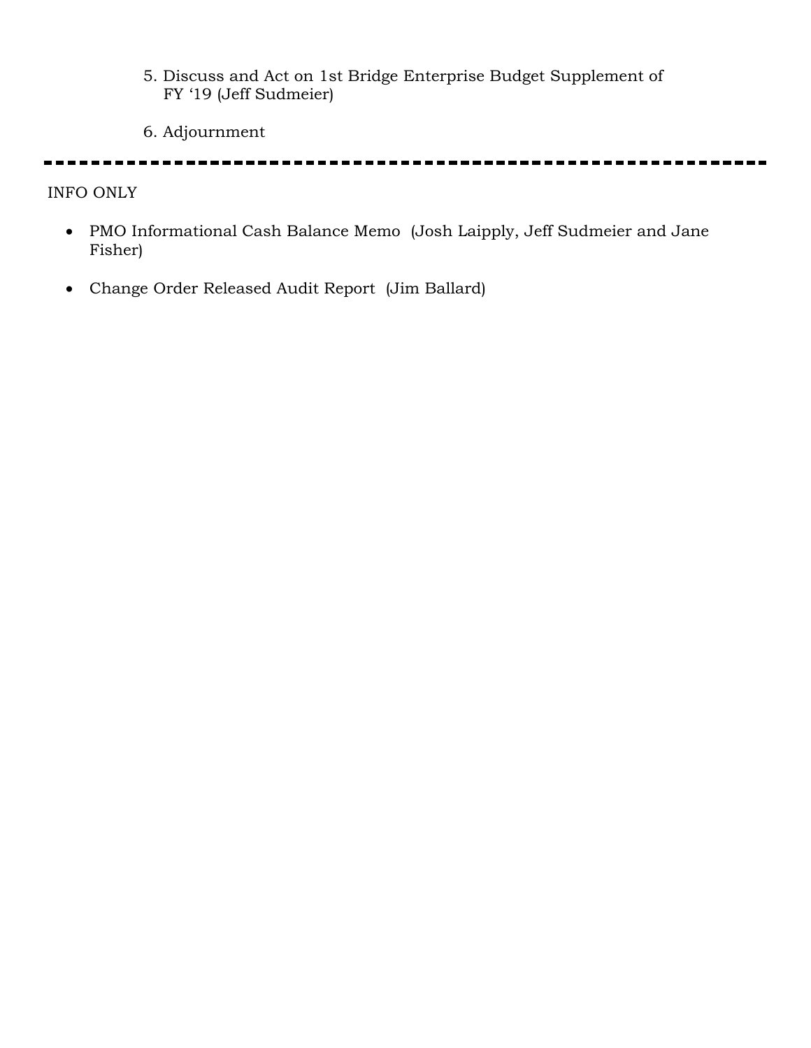5. Discuss and Act on 1st Bridge Enterprise Budget Supplement of FY '19 (Jeff Sudmeier)

6. Adjournment

---

INFO ONLY

- PMO Informational Cash Balance Memo (Josh Laipply, Jeff Sudmeier and Jane Fisher)

- Change Order Released Audit Report (Jim Ballard)